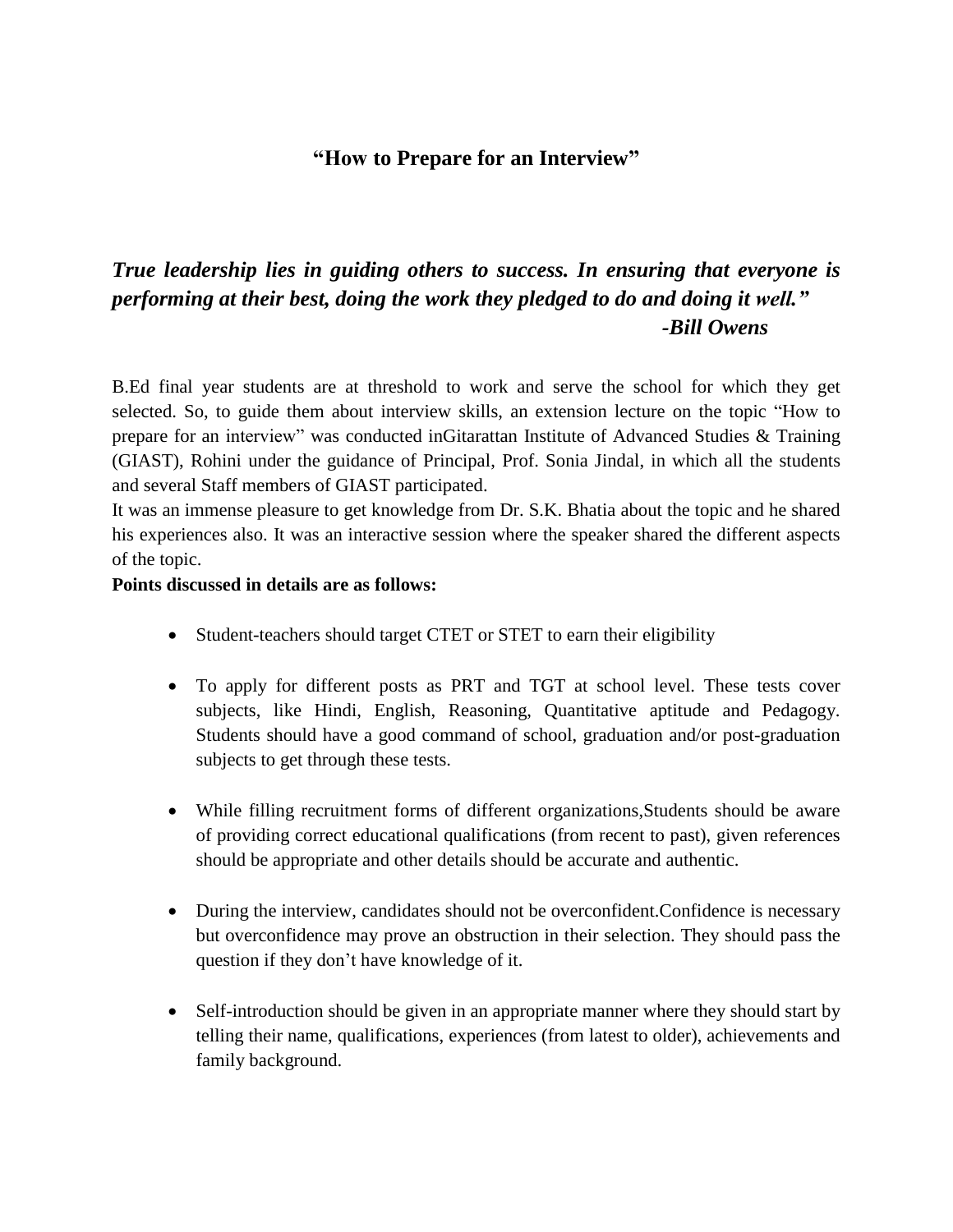# "How to Prepare for an Interview"

***True leadership lies in guiding others to success. In ensuring that everyone is performing at their best, doing the work they pledged to do and doing it well."***

***-Bill Owens***

B.Ed final year students are at threshold to work and serve the school for which they get selected. So, to guide them about interview skills, an extension lecture on the topic "How to prepare for an interview" was conducted inGitarattan Institute of Advanced Studies & Training (GIAST), Rohini under the guidance of Principal, Prof. Sonia Jindal, in which all the students and several Staff members of GIAST participated.

It was an immense pleasure to get knowledge from Dr. S.K. Bhatia about the topic and he shared his experiences also. It was an interactive session where the speaker shared the different aspects of the topic.

**Points discussed in details are as follows:**

- Student-teachers should target CTET or STET to earn their eligibility
- To apply for different posts as PRT and TGT at school level. These tests cover subjects, like Hindi, English, Reasoning, Quantitative aptitude and Pedagogy. Students should have a good command of school, graduation and/or post-graduation subjects to get through these tests.
- While filling recruitment forms of different organizations,Students should be aware of providing correct educational qualifications (from recent to past), given references should be appropriate and other details should be accurate and authentic.
- During the interview, candidates should not be overconfident.Confidence is necessary but overconfidence may prove an obstruction in their selection. They should pass the question if they don't have knowledge of it.
- Self-introduction should be given in an appropriate manner where they should start by telling their name, qualifications, experiences (from latest to older), achievements and family background.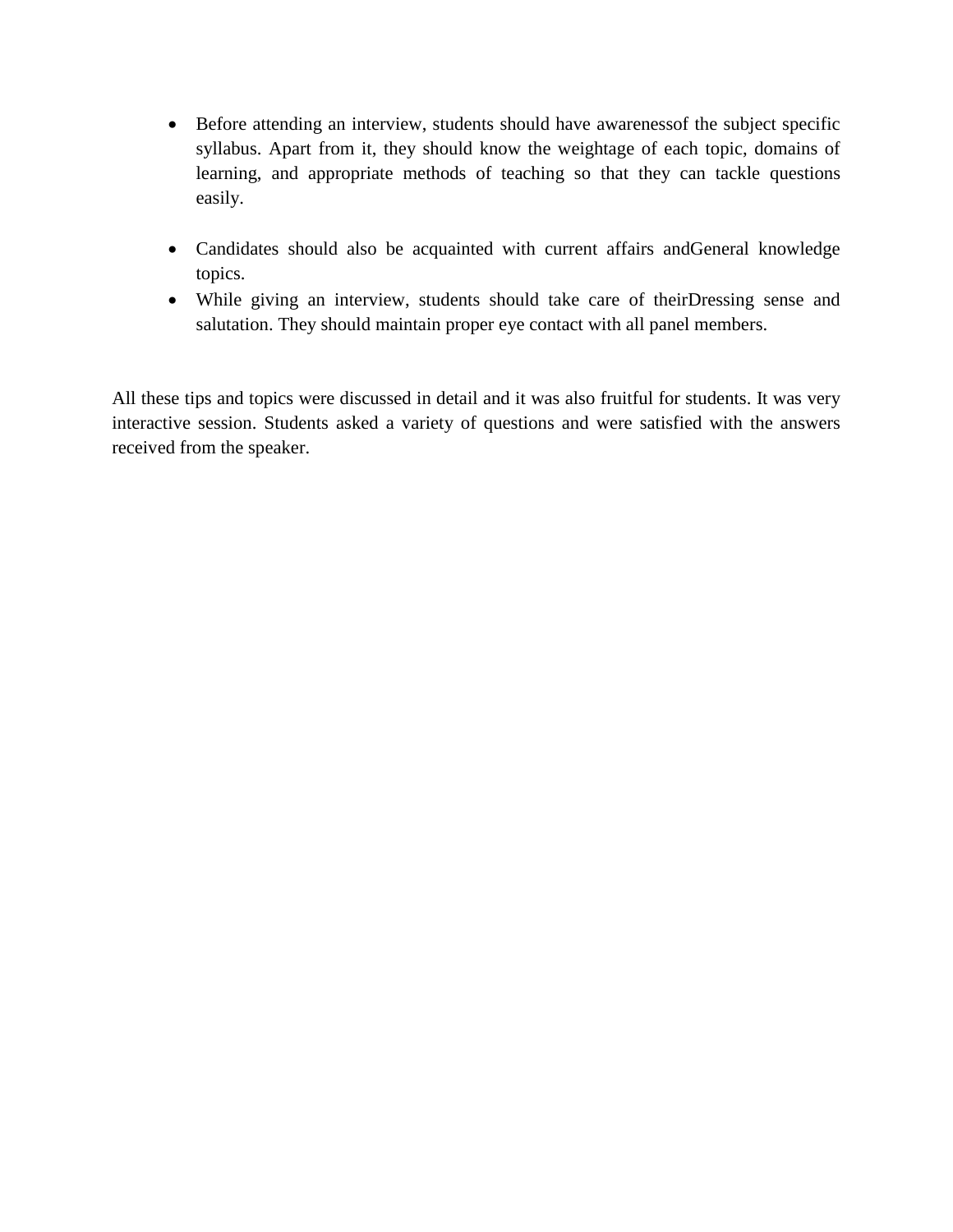- Before attending an interview, students should have awarenessof the subject specific syllabus. Apart from it, they should know the weightage of each topic, domains of learning, and appropriate methods of teaching so that they can tackle questions easily.

- Candidates should also be acquainted with current affairs andGeneral knowledge topics.
- While giving an interview, students should take care of theirDressing sense and salutation. They should maintain proper eye contact with all panel members.

All these tips and topics were discussed in detail and it was also fruitful for students. It was very interactive session. Students asked a variety of questions and were satisfied with the answers received from the speaker.